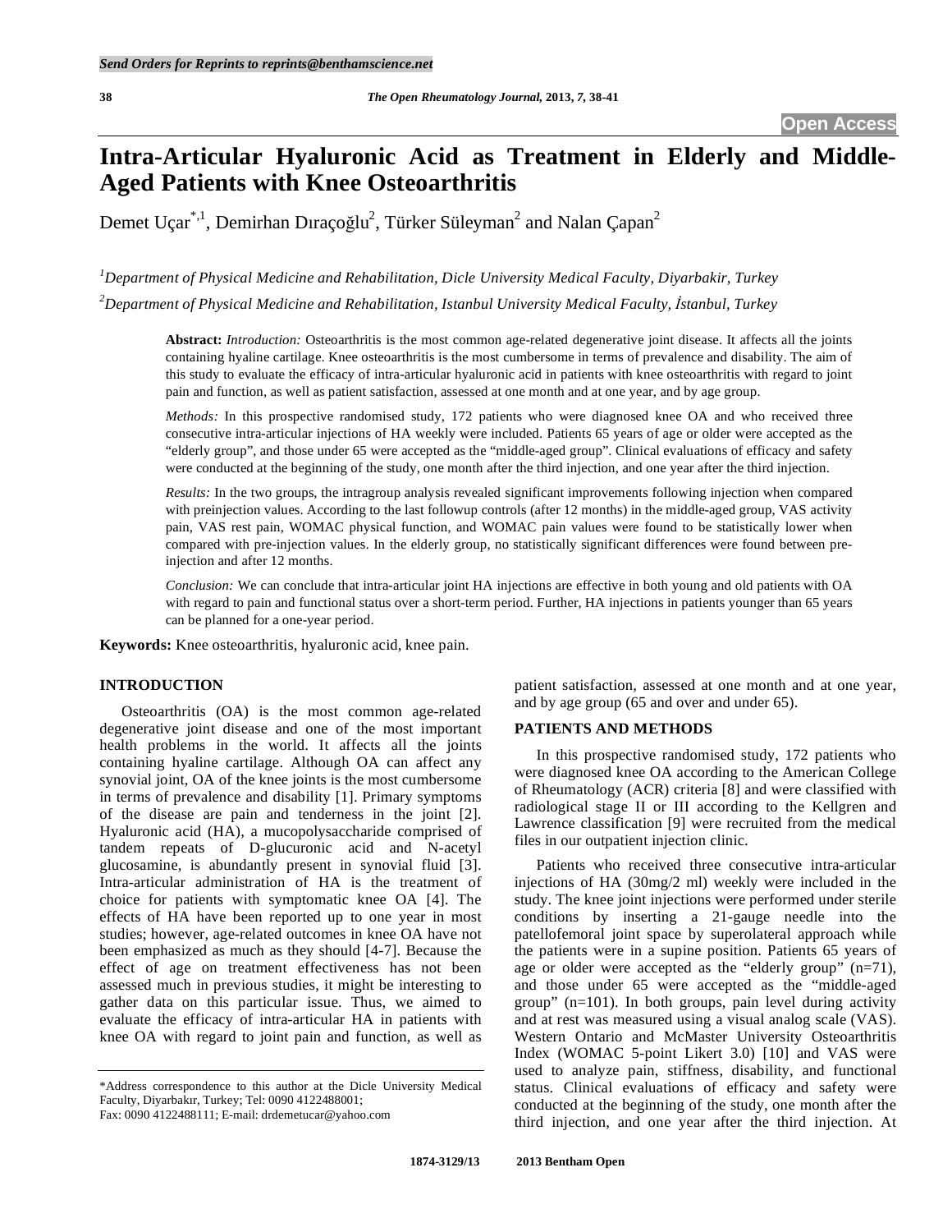# Intra-Articular Hyaluronic Acid as Treatment in Elderly and Middle-Aged Patients with Knee Osteoarthritis

Demet Uçar[*,1], Demirhan Dıraçoğlu[2], Türker Süleyman[2] and Nalan Çapan[2]

[1]*Department of Physical Medicine and Rehabilitation, Dicle University Medical Faculty, Diyarbakir, Turkey*

[2]*Department of Physical Medicine and Rehabilitation, Istanbul University Medical Faculty, İstanbul, Turkey*

**Abstract:** *Introduction:* Osteoarthritis is the most common age-related degenerative joint disease. It affects all the joints containing hyaline cartilage. Knee osteoarthritis is the most cumbersome in terms of prevalence and disability. The aim of this study to evaluate the efficacy of intra-articular hyaluronic acid in patients with knee osteoarthritis with regard to joint pain and function, as well as patient satisfaction, assessed at one month and at one year, and by age group.

*Methods:* In this prospective randomised study, 172 patients who were diagnosed knee OA and who received three consecutive intra-articular injections of HA weekly were included. Patients 65 years of age or older were accepted as the "elderly group", and those under 65 were accepted as the "middle-aged group". Clinical evaluations of efficacy and safety were conducted at the beginning of the study, one month after the third injection, and one year after the third injection.

*Results:* In the two groups, the intragroup analysis revealed significant improvements following injection when compared with preinjection values. According to the last followup controls (after 12 months) in the middle-aged group, VAS activity pain, VAS rest pain, WOMAC physical function, and WOMAC pain values were found to be statistically lower when compared with pre-injection values. In the elderly group, no statistically significant differences were found between pre-injection and after 12 months.

*Conclusion:* We can conclude that intra-articular joint HA injections are effective in both young and old patients with OA with regard to pain and functional status over a short-term period. Further, HA injections in patients younger than 65 years can be planned for a one-year period.

**Keywords:** Knee osteoarthritis, hyaluronic acid, knee pain.

## INTRODUCTION

Osteoarthritis (OA) is the most common age-related degenerative joint disease and one of the most important health problems in the world. It affects all the joints containing hyaline cartilage. Although OA can affect any synovial joint, OA of the knee joints is the most cumbersome in terms of prevalence and disability [1]. Primary symptoms of the disease are pain and tenderness in the joint [2]. Hyaluronic acid (HA), a mucopolysaccharide comprised of tandem repeats of D-glucuronic acid and N-acetyl glucosamine, is abundantly present in synovial fluid [3]. Intra-articular administration of HA is the treatment of choice for patients with symptomatic knee OA [4]. The effects of HA have been reported up to one year in most studies; however, age-related outcomes in knee OA have not been emphasized as much as they should [4-7]. Because the effect of age on treatment effectiveness has not been assessed much in previous studies, it might be interesting to gather data on this particular issue. Thus, we aimed to evaluate the efficacy of intra-articular HA in patients with knee OA with regard to joint pain and function, as well as patient satisfaction, assessed at one month and at one year, and by age group (65 and over and under 65).

## PATIENTS AND METHODS

In this prospective randomised study, 172 patients who were diagnosed knee OA according to the American College of Rheumatology (ACR) criteria [8] and were classified with radiological stage II or III according to the Kellgren and Lawrence classification [9] were recruited from the medical files in our outpatient injection clinic.

Patients who received three consecutive intra-articular injections of HA (30mg/2 ml) weekly were included in the study. The knee joint injections were performed under sterile conditions by inserting a 21-gauge needle into the patellofemoral joint space by superolateral approach while the patients were in a supine position. Patients 65 years of age or older were accepted as the "elderly group" (n=71), and those under 65 were accepted as the "middle-aged group" (n=101). In both groups, pain level during activity and at rest was measured using a visual analog scale (VAS). Western Ontario and McMaster University Osteoarthritis Index (WOMAC 5-point Likert 3.0) [10] and VAS were used to analyze pain, stiffness, disability, and functional status. Clinical evaluations of efficacy and safety were conducted at the beginning of the study, one month after the third injection, and one year after the third injection. At

*Address correspondence to this author at the Dicle University Medical Faculty, Diyarbakır, Turkey; Tel: 0090 4122488001; Fax: 0090 4122488111; E-mail: drdemetucar@yahoo.com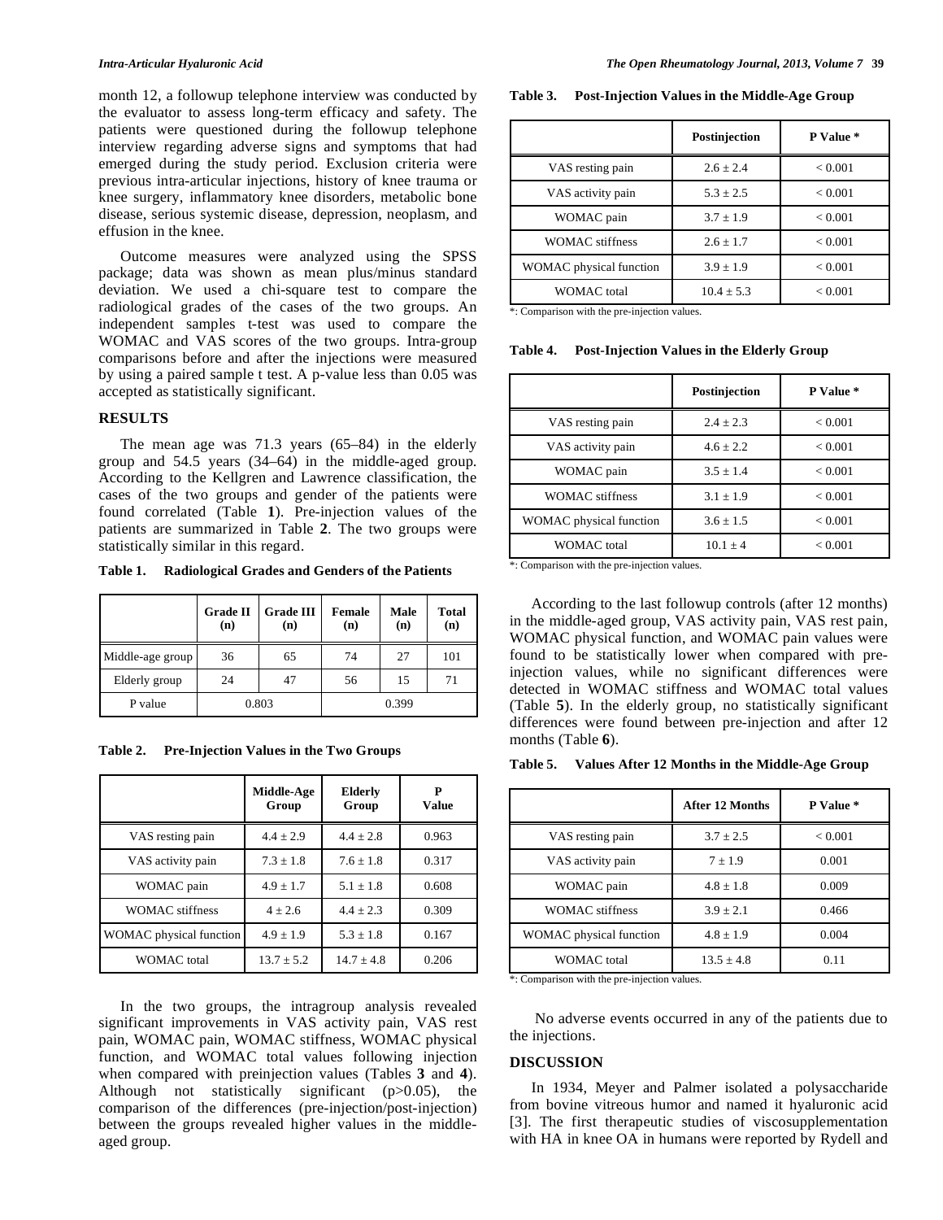month 12, a followup telephone interview was conducted by the evaluator to assess long-term efficacy and safety. The patients were questioned during the followup telephone interview regarding adverse signs and symptoms that had emerged during the study period. Exclusion criteria were previous intra-articular injections, history of knee trauma or knee surgery, inflammatory knee disorders, metabolic bone disease, serious systemic disease, depression, neoplasm, and effusion in the knee.

Outcome measures were analyzed using the SPSS package; data was shown as mean plus/minus standard deviation. We used a chi-square test to compare the radiological grades of the cases of the two groups. An independent samples t-test was used to compare the WOMAC and VAS scores of the two groups. Intra-group comparisons before and after the injections were measured by using a paired sample t test. A p-value less than 0.05 was accepted as statistically significant.

## RESULTS

The mean age was 71.3 years (65–84) in the elderly group and 54.5 years (34–64) in the middle-aged group. According to the Kellgren and Lawrence classification, the cases of the two groups and gender of the patients were found correlated (Table **1**). Pre-injection values of the patients are summarized in Table **2**. The two groups were statistically similar in this regard.

**Table 1. Radiological Grades and Genders of the Patients**

| | Grade II (n) | Grade III (n) | Female (n) | Male (n) | Total (n) |
|---|---|---|---|---|---|
| Middle-age group | 36 | 65 | 74 | 27 | 101 |
| Elderly group | 24 | 47 | 56 | 15 | 71 |
| P value | 0.803 | | 0.399 | | |

**Table 2. Pre-Injection Values in the Two Groups**

| | Middle-Age Group | Elderly Group | P Value |
|---|---|---|---|
| VAS resting pain | 4.4 ± 2.9 | 4.4 ± 2.8 | 0.963 |
| VAS activity pain | 7.3 ± 1.8 | 7.6 ± 1.8 | 0.317 |
| WOMAC pain | 4.9 ± 1.7 | 5.1 ± 1.8 | 0.608 |
| WOMAC stiffness | 4 ± 2.6 | 4.4 ± 2.3 | 0.309 |
| WOMAC physical function | 4.9 ± 1.9 | 5.3 ± 1.8 | 0.167 |
| WOMAC total | 13.7 ± 5.2 | 14.7 ± 4.8 | 0.206 |

In the two groups, the intragroup analysis revealed significant improvements in VAS activity pain, VAS rest pain, WOMAC pain, WOMAC stiffness, WOMAC physical function, and WOMAC total values following injection when compared with preinjection values (Tables **3** and **4**). Although not statistically significant ($p>0.05$), the comparison of the differences (pre-injection/post-injection) between the groups revealed higher values in the middle-aged group.

**Table 3. Post-Injection Values in the Middle-Age Group**

| | Postinjection | P Value * |
|---|---|---|
| VAS resting pain | 2.6 ± 2.4 | < 0.001 |
| VAS activity pain | 5.3 ± 2.5 | < 0.001 |
| WOMAC pain | 3.7 ± 1.9 | < 0.001 |
| WOMAC stiffness | 2.6 ± 1.7 | < 0.001 |
| WOMAC physical function | 3.9 ± 1.9 | < 0.001 |
| WOMAC total | 10.4 ± 5.3 | < 0.001 |

*: Comparison with the pre-injection values.

**Table 4. Post-Injection Values in the Elderly Group**

| | Postinjection | P Value * |
|---|---|---|
| VAS resting pain | 2.4 ± 2.3 | < 0.001 |
| VAS activity pain | 4.6 ± 2.2 | < 0.001 |
| WOMAC pain | 3.5 ± 1.4 | < 0.001 |
| WOMAC stiffness | 3.1 ± 1.9 | < 0.001 |
| WOMAC physical function | 3.6 ± 1.5 | < 0.001 |
| WOMAC total | 10.1 ± 4 | < 0.001 |

*: Comparison with the pre-injection values.

According to the last followup controls (after 12 months) in the middle-aged group, VAS activity pain, VAS rest pain, WOMAC physical function, and WOMAC pain values were found to be statistically lower when compared with pre-injection values, while no significant differences were detected in WOMAC stiffness and WOMAC total values (Table **5**). In the elderly group, no statistically significant differences were found between pre-injection and after 12 months (Table **6**).

**Table 5. Values After 12 Months in the Middle-Age Group**

| | After 12 Months | P Value * |
|---|---|---|
| VAS resting pain | 3.7 ± 2.5 | < 0.001 |
| VAS activity pain | 7 ± 1.9 | 0.001 |
| WOMAC pain | 4.8 ± 1.8 | 0.009 |
| WOMAC stiffness | 3.9 ± 2.1 | 0.466 |
| WOMAC physical function | 4.8 ± 1.9 | 0.004 |
| WOMAC total | 13.5 ± 4.8 | 0.11 |

*: Comparison with the pre-injection values.

No adverse events occurred in any of the patients due to the injections.

## DISCUSSION

In 1934, Meyer and Palmer isolated a polysaccharide from bovine vitreous humor and named it hyaluronic acid [3]. The first therapeutic studies of viscosupplementation with HA in knee OA in humans were reported by Rydell and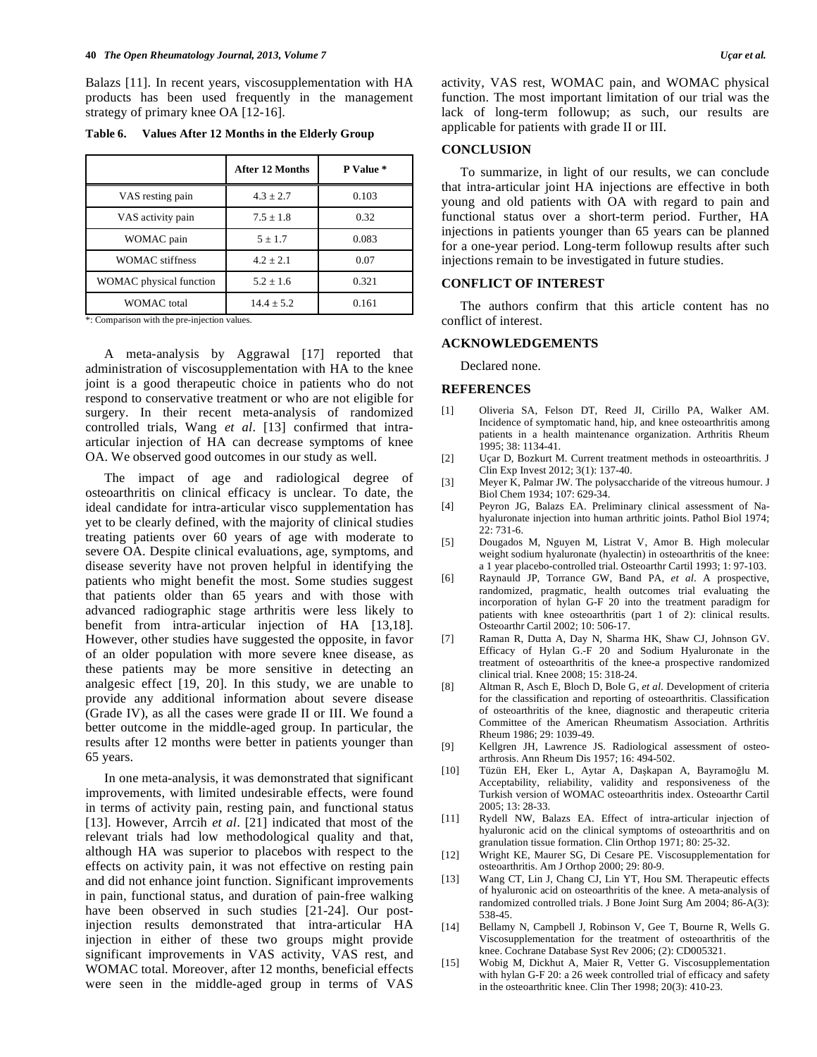Balazs [11]. In recent years, viscosupplementation with HA products has been used frequently in the management strategy of primary knee OA [12-16].

**Table 6. Values After 12 Months in the Elderly Group**

| | After 12 Months | P Value * |
|---|---|---|
| VAS resting pain | 4.3 ± 2.7 | 0.103 |
| VAS activity pain | 7.5 ± 1.8 | 0.32 |
| WOMAC pain | 5 ± 1.7 | 0.083 |
| WOMAC stiffness | 4.2 ± 2.1 | 0.07 |
| WOMAC physical function | 5.2 ± 1.6 | 0.321 |
| WOMAC total | 14.4 ± 5.2 | 0.161 |

*: Comparison with the pre-injection values.

A meta-analysis by Aggrawal [17] reported that administration of viscosupplementation with HA to the knee joint is a good therapeutic choice in patients who do not respond to conservative treatment or who are not eligible for surgery. In their recent meta-analysis of randomized controlled trials, Wang *et al*. [13] confirmed that intra-articular injection of HA can decrease symptoms of knee OA. We observed good outcomes in our study as well.

The impact of age and radiological degree of osteoarthritis on clinical efficacy is unclear. To date, the ideal candidate for intra-articular visco supplementation has yet to be clearly defined, with the majority of clinical studies treating patients over 60 years of age with moderate to severe OA. Despite clinical evaluations, age, symptoms, and disease severity have not proven helpful in identifying the patients who might benefit the most. Some studies suggest that patients older than 65 years and with those with advanced radiographic stage arthritis were less likely to benefit from intra-articular injection of HA [13,18]. However, other studies have suggested the opposite, in favor of an older population with more severe knee disease, as these patients may be more sensitive in detecting an analgesic effect [19, 20]. In this study, we are unable to provide any additional information about severe disease (Grade IV), as all the cases were grade II or III. We found a better outcome in the middle-aged group. In particular, the results after 12 months were better in patients younger than 65 years.

In one meta-analysis, it was demonstrated that significant improvements, with limited undesirable effects, were found in terms of activity pain, resting pain, and functional status [13]. However, Arrcih *et al*. [21] indicated that most of the relevant trials had low methodological quality and that, although HA was superior to placebos with respect to the effects on activity pain, it was not effective on resting pain and did not enhance joint function. Significant improvements in pain, functional status, and duration of pain-free walking have been observed in such studies [21-24]. Our post-injection results demonstrated that intra-articular HA injection in either of these two groups might provide significant improvements in VAS activity, VAS rest, and WOMAC total. Moreover, after 12 months, beneficial effects were seen in the middle-aged group in terms of VAS activity, VAS rest, WOMAC pain, and WOMAC physical function. The most important limitation of our trial was the lack of long-term followup; as such, our results are applicable for patients with grade II or III.

## CONCLUSION

To summarize, in light of our results, we can conclude that intra-articular joint HA injections are effective in both young and old patients with OA with regard to pain and functional status over a short-term period. Further, HA injections in patients younger than 65 years can be planned for a one-year period. Long-term followup results after such injections remain to be investigated in future studies.

## CONFLICT OF INTEREST

The authors confirm that this article content has no conflict of interest.

## ACKNOWLEDGEMENTS

Declared none.

## REFERENCES

[1] Oliveria SA, Felson DT, Reed JI, Cirillo PA, Walker AM. Incidence of symptomatic hand, hip, and knee osteoarthritis among patients in a health maintenance organization. Arthritis Rheum 1995; 38: 1134-41.

[2] Uçar D, Bozkurt M. Current treatment methods in osteoarthritis. J Clin Exp Invest 2012; 3(1): 137-40.

[3] Meyer K, Palmar JW. The polysaccharide of the vitreous humour. J Biol Chem 1934; 107: 629-34.

[4] Peyron JG, Balazs EA. Preliminary clinical assessment of Na-hyaluronate injection into human arthritic joints. Pathol Biol 1974; 22: 731-6.

[5] Dougados M, Nguyen M, Listrat V, Amor B. High molecular weight sodium hyaluronate (hyalectin) in osteoarthritis of the knee: a 1 year placebo-controlled trial. Osteoarthr Cartil 1993; 1: 97-103.

[6] Raynauld JP, Torrance GW, Band PA, *et al*. A prospective, randomized, pragmatic, health outcomes trial evaluating the incorporation of hylan G-F 20 into the treatment paradigm for patients with knee osteoarthritis (part 1 of 2): clinical results. Osteoarthr Cartil 2002; 10: 506-17.

[7] Raman R, Dutta A, Day N, Sharma HK, Shaw CJ, Johnson GV. Efficacy of Hylan G.-F 20 and Sodium Hyaluronate in the treatment of osteoarthritis of the knee-a prospective randomized clinical trial. Knee 2008; 15: 318-24.

[8] Altman R, Asch E, Bloch D, Bole G, *et al*. Development of criteria for the classification and reporting of osteoarthritis. Classification of osteoarthritis of the knee, diagnostic and therapeutic criteria Committee of the American Rheumatism Association. Arthritis Rheum 1986; 29: 1039-49.

[9] Kellgren JH, Lawrence JS. Radiological assessment of osteo-arthrosis. Ann Rheum Dis 1957; 16: 494-502.

[10] Tüzün EH, Eker L, Aytar A, Daşkapan A, Bayramoğlu M. Acceptability, reliability, validity and responsiveness of the Turkish version of WOMAC osteoarthritis index. Osteoarthr Cartil 2005; 13: 28-33.

[11] Rydell NW, Balazs EA. Effect of intra-articular injection of hyaluronic acid on the clinical symptoms of osteoarthritis and on granulation tissue formation. Clin Orthop 1971; 80: 25-32.

[12] Wright KE, Maurer SG, Di Cesare PE. Viscosupplementation for osteoarthritis. Am J Orthop 2000; 29: 80-9.

[13] Wang CT, Lin J, Chang CJ, Lin YT, Hou SM. Therapeutic effects of hyaluronic acid on osteoarthritis of the knee. A meta-analysis of randomized controlled trials. J Bone Joint Surg Am 2004; 86-A(3): 538-45.

[14] Bellamy N, Campbell J, Robinson V, Gee T, Bourne R, Wells G. Viscosupplementation for the treatment of osteoarthritis of the knee. Cochrane Database Syst Rev 2006; (2): CD005321.

[15] Wobig M, Dickhut A, Maier R, Vetter G. Viscosupplementation with hylan G-F 20: a 26 week controlled trial of efficacy and safety in the osteoarthritic knee. Clin Ther 1998; 20(3): 410-23.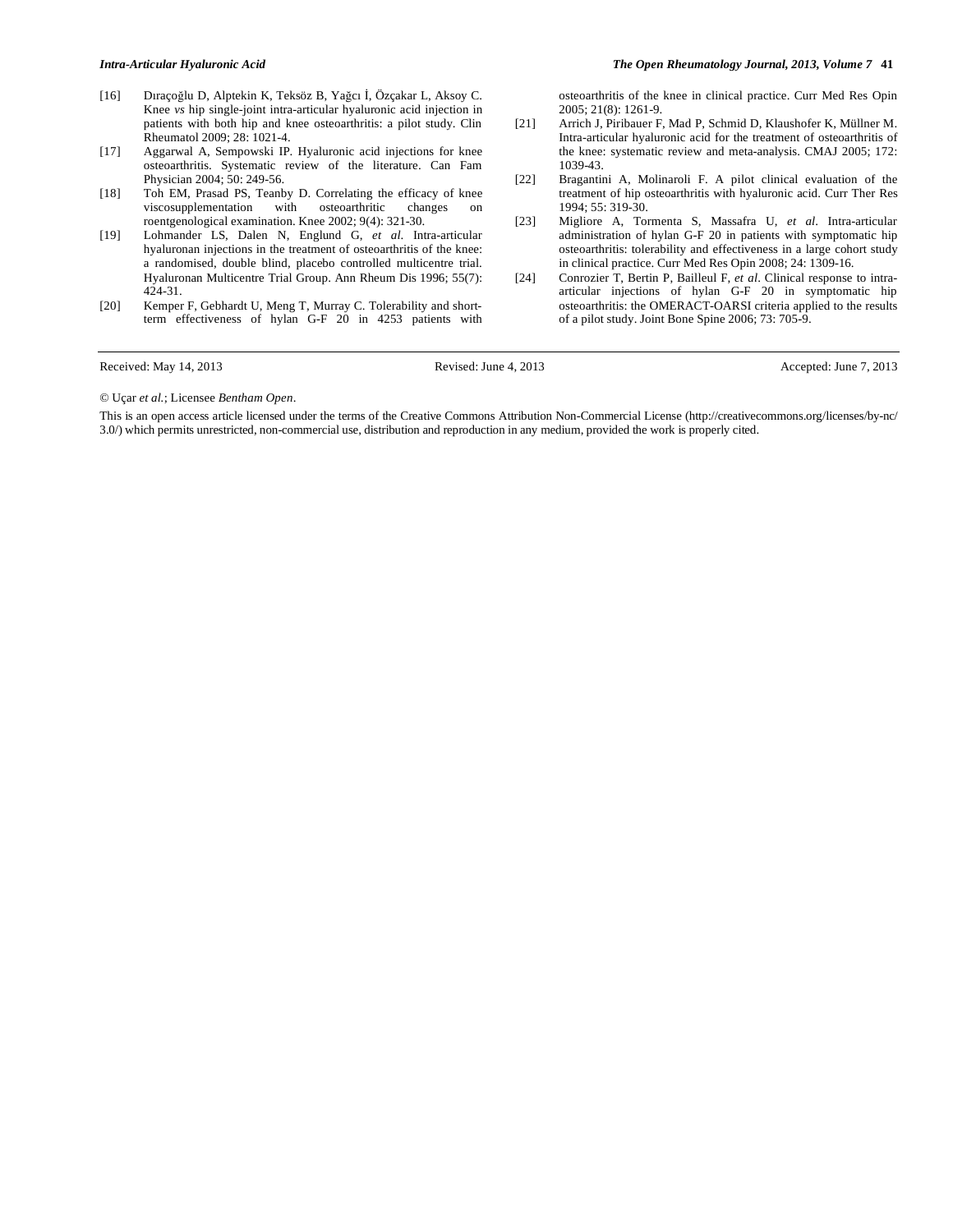[16] Dıraçoğlu D, Alptekin K, Teksöz B, Yağcı İ, Özçakar L, Aksoy C. Knee *vs* hip single-joint intra-articular hyaluronic acid injection in patients with both hip and knee osteoarthritis: a pilot study. Clin Rheumatol 2009; 28: 1021-4.

[17] Aggarwal A, Sempowski IP. Hyaluronic acid injections for knee osteoarthritis. Systematic review of the literature. Can Fam Physician 2004; 50: 249-56.

[18] Toh EM, Prasad PS, Teanby D. Correlating the efficacy of knee viscosupplementation with osteoarthritic changes on roentgenological examination. Knee 2002; 9(4): 321-30.

[19] Lohmander LS, Dalen N, Englund G, *et al.* Intra-articular hyaluronan injections in the treatment of osteoarthritis of the knee: a randomised, double blind, placebo controlled multicentre trial. Hyaluronan Multicentre Trial Group. Ann Rheum Dis 1996; 55(7): 424-31.

[20] Kemper F, Gebhardt U, Meng T, Murray C. Tolerability and short-term effectiveness of hylan G-F 20 in 4253 patients with osteoarthritis of the knee in clinical practice. Curr Med Res Opin 2005; 21(8): 1261-9.

[21] Arrich J, Piribauer F, Mad P, Schmid D, Klaushofer K, Müllner M. Intra-articular hyaluronic acid for the treatment of osteoarthritis of the knee: systematic review and meta-analysis. CMAJ 2005; 172: 1039-43.

[22] Bragantini A, Molinaroli F. A pilot clinical evaluation of the treatment of hip osteoarthritis with hyaluronic acid. Curr Ther Res 1994; 55: 319-30.

[23] Migliore A, Tormenta S, Massafra U, *et al*. Intra-articular administration of hylan G-F 20 in patients with symptomatic hip osteoarthritis: tolerability and effectiveness in a large cohort study in clinical practice. Curr Med Res Opin 2008; 24: 1309-16.

[24] Conrozier T, Bertin P, Bailleul F, *et al*. Clinical response to intra-articular injections of hylan G-F 20 in symptomatic hip osteoarthritis: the OMERACT-OARSI criteria applied to the results of a pilot study. Joint Bone Spine 2006; 73: 705-9.

Received: May 14, 2013 Revised: June 4, 2013 Accepted: June 7, 2013

© Uçar *et al.*; Licensee *Bentham Open*.

This is an open access article licensed under the terms of the Creative Commons Attribution Non-Commercial License (http://creativecommons.org/licenses/by-nc/3.0/) which permits unrestricted, non-commercial use, distribution and reproduction in any medium, provided the work is properly cited.